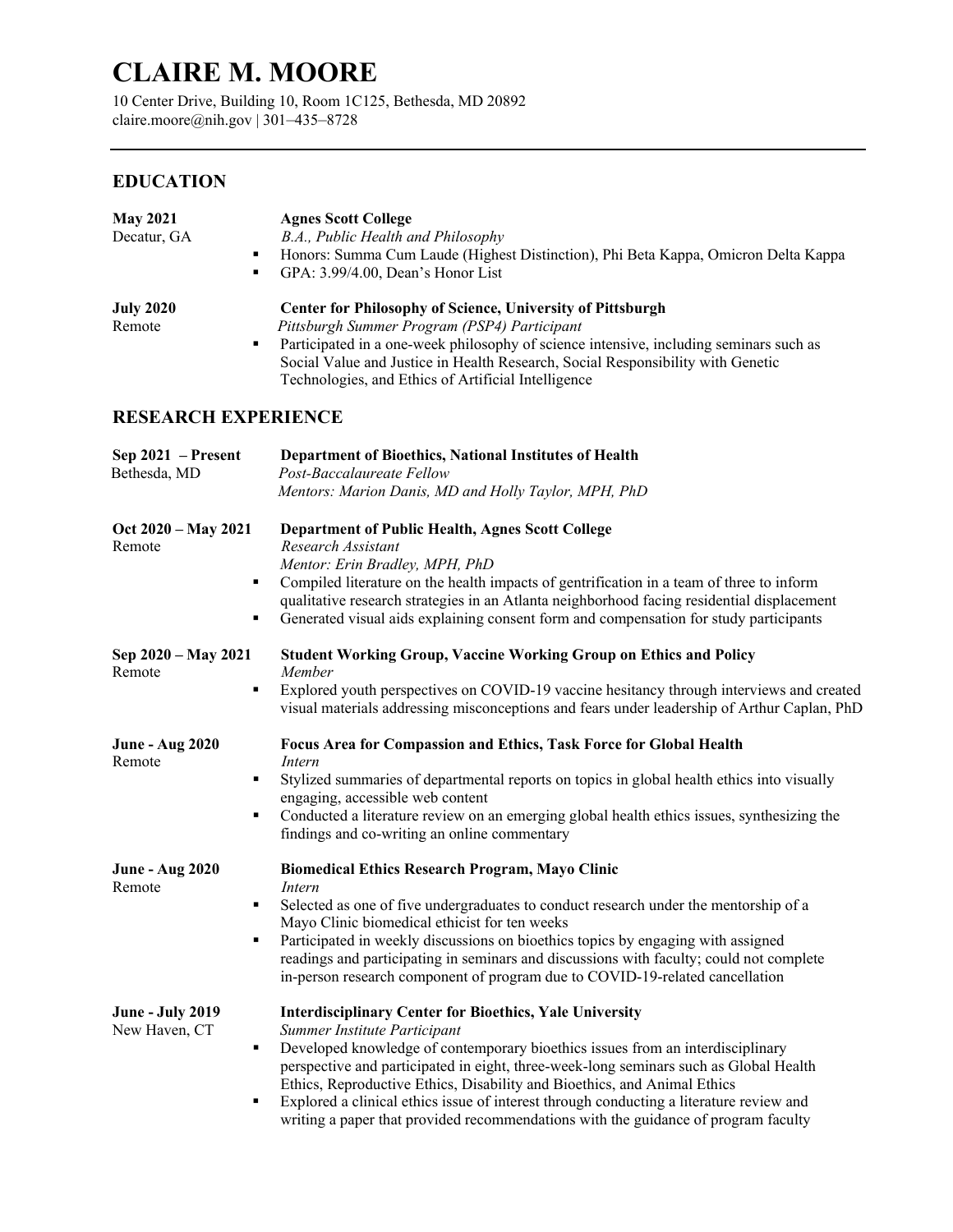# CLAIRE M. MOORE

10 Center Drive, Building 10, Room 1C125, Bethesda, MD 20892
claire.moore@nih.gov | 301–435–8728

---

## EDUCATION

**May 2021** — Decatur, GA
**Agnes Scott College**
*B.A., Public Health and Philosophy*

- Honors: Summa Cum Laude (Highest Distinction), Phi Beta Kappa, Omicron Delta Kappa
- GPA: 3.99/4.00, Dean's Honor List

**July 2020** — Remote
**Center for Philosophy of Science, University of Pittsburgh**
*Pittsburgh Summer Program (PSP4) Participant*

- Participated in a one-week philosophy of science intensive, including seminars such as Social Value and Justice in Health Research, Social Responsibility with Genetic Technologies, and Ethics of Artificial Intelligence

## RESEARCH EXPERIENCE

**Sep 2021 – Present** — Bethesda, MD
**Department of Bioethics, National Institutes of Health**
*Post-Baccalaureate Fellow*
*Mentors: Marion Danis, MD and Holly Taylor, MPH, PhD*

**Oct 2020 – May 2021** — Remote
**Department of Public Health, Agnes Scott College**
*Research Assistant*
*Mentor: Erin Bradley, MPH, PhD*

- Compiled literature on the health impacts of gentrification in a team of three to inform qualitative research strategies in an Atlanta neighborhood facing residential displacement
- Generated visual aids explaining consent form and compensation for study participants

**Sep 2020 – May 2021** — Remote
**Student Working Group, Vaccine Working Group on Ethics and Policy**
*Member*

- Explored youth perspectives on COVID-19 vaccine hesitancy through interviews and created visual materials addressing misconceptions and fears under leadership of Arthur Caplan, PhD

**June - Aug 2020** — Remote
**Focus Area for Compassion and Ethics, Task Force for Global Health**
*Intern*

- Stylized summaries of departmental reports on topics in global health ethics into visually engaging, accessible web content
- Conducted a literature review on an emerging global health ethics issues, synthesizing the findings and co-writing an online commentary

**June - Aug 2020** — Remote
**Biomedical Ethics Research Program, Mayo Clinic**
*Intern*

- Selected as one of five undergraduates to conduct research under the mentorship of a Mayo Clinic biomedical ethicist for ten weeks
- Participated in weekly discussions on bioethics topics by engaging with assigned readings and participating in seminars and discussions with faculty; could not complete in-person research component of program due to COVID-19-related cancellation

**June - July 2019** — New Haven, CT
**Interdisciplinary Center for Bioethics, Yale University**
*Summer Institute Participant*

- Developed knowledge of contemporary bioethics issues from an interdisciplinary perspective and participated in eight, three-week-long seminars such as Global Health Ethics, Reproductive Ethics, Disability and Bioethics, and Animal Ethics
- Explored a clinical ethics issue of interest through conducting a literature review and writing a paper that provided recommendations with the guidance of program faculty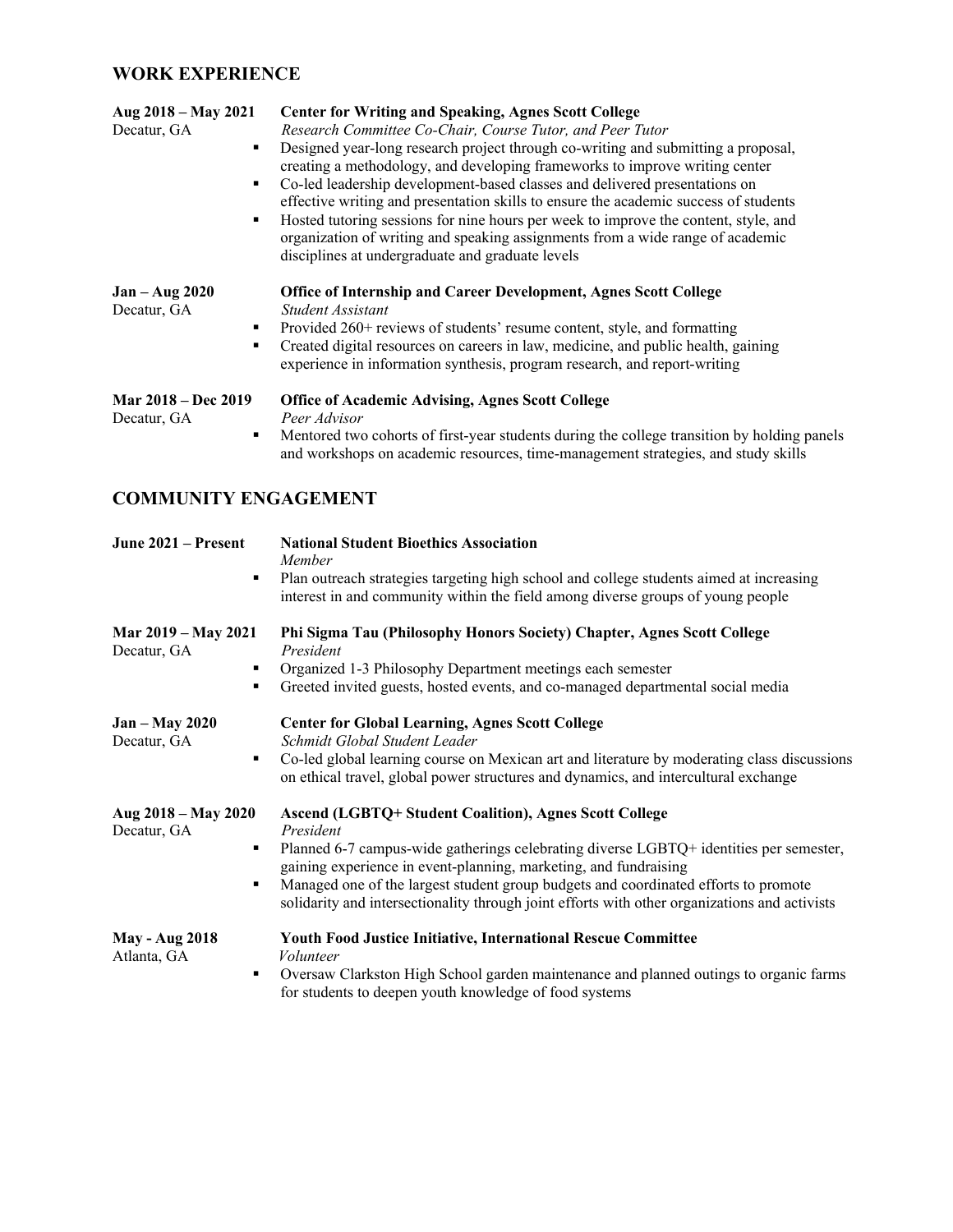## WORK EXPERIENCE

**Aug 2018 – May 2021** — **Center for Writing and Speaking, Agnes Scott College**
Decatur, GA
*Research Committee Co-Chair, Course Tutor, and Peer Tutor*

- Designed year-long research project through co-writing and submitting a proposal, creating a methodology, and developing frameworks to improve writing center
- Co-led leadership development-based classes and delivered presentations on effective writing and presentation skills to ensure the academic success of students
- Hosted tutoring sessions for nine hours per week to improve the content, style, and organization of writing and speaking assignments from a wide range of academic disciplines at undergraduate and graduate levels

**Jan – Aug 2020** — **Office of Internship and Career Development, Agnes Scott College**
Decatur, GA
*Student Assistant*

- Provided 260+ reviews of students' resume content, style, and formatting
- Created digital resources on careers in law, medicine, and public health, gaining experience in information synthesis, program research, and report-writing

**Mar 2018 – Dec 2019** — **Office of Academic Advising, Agnes Scott College**
Decatur, GA
*Peer Advisor*

- Mentored two cohorts of first-year students during the college transition by holding panels and workshops on academic resources, time-management strategies, and study skills

## COMMUNITY ENGAGEMENT

**June 2021 – Present** — **National Student Bioethics Association**
*Member*

- Plan outreach strategies targeting high school and college students aimed at increasing interest in and community within the field among diverse groups of young people

**Mar 2019 – May 2021** — **Phi Sigma Tau (Philosophy Honors Society) Chapter, Agnes Scott College**
Decatur, GA
*President*

- Organized 1-3 Philosophy Department meetings each semester
- Greeted invited guests, hosted events, and co-managed departmental social media

**Jan – May 2020** — **Center for Global Learning, Agnes Scott College**
Decatur, GA
*Schmidt Global Student Leader*

- Co-led global learning course on Mexican art and literature by moderating class discussions on ethical travel, global power structures and dynamics, and intercultural exchange

**Aug 2018 – May 2020** — **Ascend (LGBTQ+ Student Coalition), Agnes Scott College**
Decatur, GA
*President*

- Planned 6-7 campus-wide gatherings celebrating diverse LGBTQ+ identities per semester, gaining experience in event-planning, marketing, and fundraising
- Managed one of the largest student group budgets and coordinated efforts to promote solidarity and intersectionality through joint efforts with other organizations and activists

**May - Aug 2018** — **Youth Food Justice Initiative, International Rescue Committee**
Atlanta, GA
*Volunteer*

- Oversaw Clarkston High School garden maintenance and planned outings to organic farms for students to deepen youth knowledge of food systems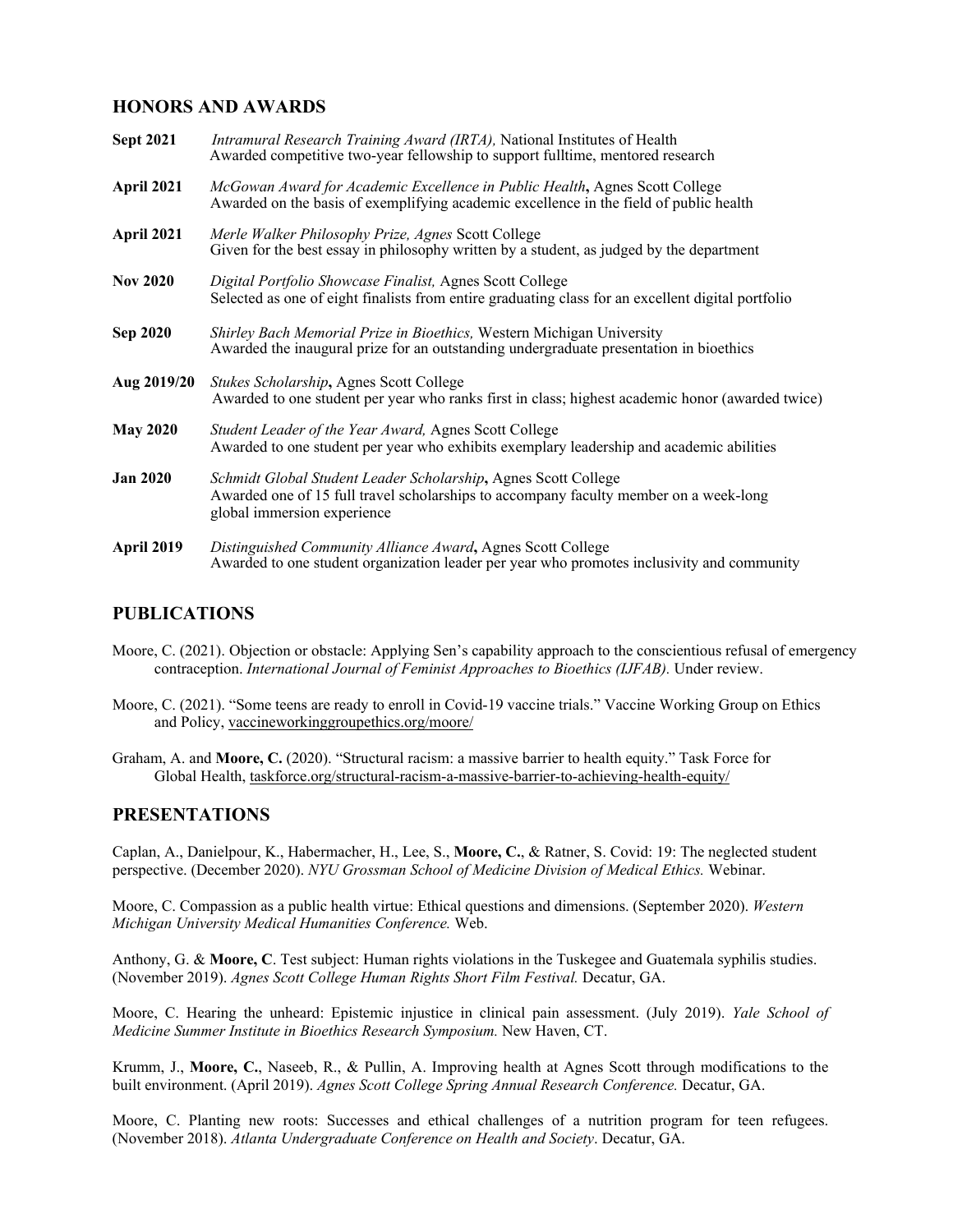## HONORS AND AWARDS

**Sept 2021** *Intramural Research Training Award (IRTA),* National Institutes of Health
Awarded competitive two-year fellowship to support fulltime, mentored research

**April 2021** *McGowan Award for Academic Excellence in Public Health***,** Agnes Scott College
Awarded on the basis of exemplifying academic excellence in the field of public health

**April 2021** *Merle Walker Philosophy Prize, Agnes* Scott College
Given for the best essay in philosophy written by a student, as judged by the department

**Nov 2020** *Digital Portfolio Showcase Finalist,* Agnes Scott College
Selected as one of eight finalists from entire graduating class for an excellent digital portfolio

**Sep 2020** *Shirley Bach Memorial Prize in Bioethics,* Western Michigan University
Awarded the inaugural prize for an outstanding undergraduate presentation in bioethics

**Aug 2019/20** *Stukes Scholarship***,** Agnes Scott College
Awarded to one student per year who ranks first in class; highest academic honor (awarded twice)

**May 2020** *Student Leader of the Year Award,* Agnes Scott College
Awarded to one student per year who exhibits exemplary leadership and academic abilities

**Jan 2020** *Schmidt Global Student Leader Scholarship***,** Agnes Scott College
Awarded one of 15 full travel scholarships to accompany faculty member on a week-long global immersion experience

**April 2019** *Distinguished Community Alliance Award***,** Agnes Scott College
Awarded to one student organization leader per year who promotes inclusivity and community

## PUBLICATIONS

Moore, C. (2021). Objection or obstacle: Applying Sen's capability approach to the conscientious refusal of emergency contraception. *International Journal of Feminist Approaches to Bioethics (IJFAB).* Under review.

Moore, C. (2021). "Some teens are ready to enroll in Covid-19 vaccine trials." Vaccine Working Group on Ethics and Policy, vaccineworkinggroupethics.org/moore/

Graham, A. and **Moore, C.** (2020). "Structural racism: a massive barrier to health equity." Task Force for Global Health, taskforce.org/structural-racism-a-massive-barrier-to-achieving-health-equity/

## PRESENTATIONS

Caplan, A., Danielpour, K., Habermacher, H., Lee, S., **Moore, C.**, & Ratner, S. Covid: 19: The neglected student perspective. (December 2020). *NYU Grossman School of Medicine Division of Medical Ethics.* Webinar.

Moore, C. Compassion as a public health virtue: Ethical questions and dimensions. (September 2020). *Western Michigan University Medical Humanities Conference.* Web.

Anthony, G. & **Moore, C**. Test subject: Human rights violations in the Tuskegee and Guatemala syphilis studies. (November 2019). *Agnes Scott College Human Rights Short Film Festival.* Decatur, GA.

Moore, C. Hearing the unheard: Epistemic injustice in clinical pain assessment. (July 2019). *Yale School of Medicine Summer Institute in Bioethics Research Symposium.* New Haven, CT.

Krumm, J., **Moore, C.**, Naseeb, R., & Pullin, A. Improving health at Agnes Scott through modifications to the built environment. (April 2019). *Agnes Scott College Spring Annual Research Conference.* Decatur, GA.

Moore, C. Planting new roots: Successes and ethical challenges of a nutrition program for teen refugees. (November 2018). *Atlanta Undergraduate Conference on Health and Society*. Decatur, GA.